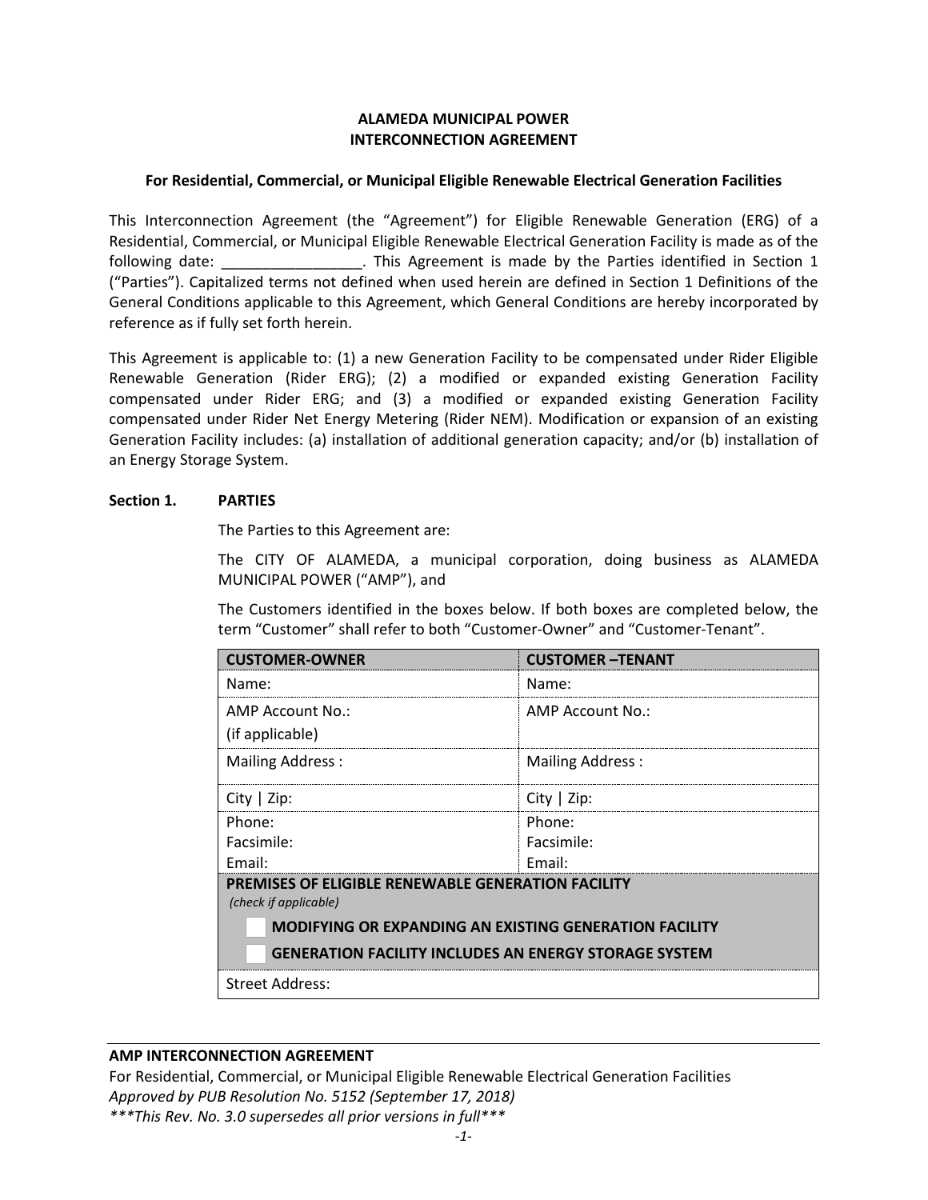**ALAMEDA MUNICIPAL POWER**
**INTERCONNECTION AGREEMENT**

**For Residential, Commercial, or Municipal Eligible Renewable Electrical Generation Facilities**

This Interconnection Agreement (the "Agreement") for Eligible Renewable Generation (ERG) of a Residential, Commercial, or Municipal Eligible Renewable Electrical Generation Facility is made as of the following date: _________________. This Agreement is made by the Parties identified in Section 1 ("Parties"). Capitalized terms not defined when used herein are defined in Section 1 Definitions of the General Conditions applicable to this Agreement, which General Conditions are hereby incorporated by reference as if fully set forth herein.

This Agreement is applicable to: (1) a new Generation Facility to be compensated under Rider Eligible Renewable Generation (Rider ERG); (2) a modified or expanded existing Generation Facility compensated under Rider ERG; and (3) a modified or expanded existing Generation Facility compensated under Rider Net Energy Metering (Rider NEM). Modification or expansion of an existing Generation Facility includes: (a) installation of additional generation capacity; and/or (b) installation of an Energy Storage System.

**Section 1. PARTIES**

The Parties to this Agreement are:

The CITY OF ALAMEDA, a municipal corporation, doing business as ALAMEDA MUNICIPAL POWER ("AMP"), and

The Customers identified in the boxes below. If both boxes are completed below, the term "Customer" shall refer to both "Customer-Owner" and "Customer-Tenant".

| **CUSTOMER-OWNER** | **CUSTOMER –TENANT** |
|---|---|
| Name: | Name: |
| AMP Account No.: (if applicable) | AMP Account No.: |
| Mailing Address : | Mailing Address : |
| City \| Zip: | City \| Zip: |
| Phone: Facsimile: Email: | Phone: Facsimile: Email: |
| **PREMISES OF ELIGIBLE RENEWABLE GENERATION FACILITY** *(check if applicable)* ☐ **MODIFYING OR EXPANDING AN EXISTING GENERATION FACILITY** ☐ **GENERATION FACILITY INCLUDES AN ENERGY STORAGE SYSTEM** | |
| Street Address: | |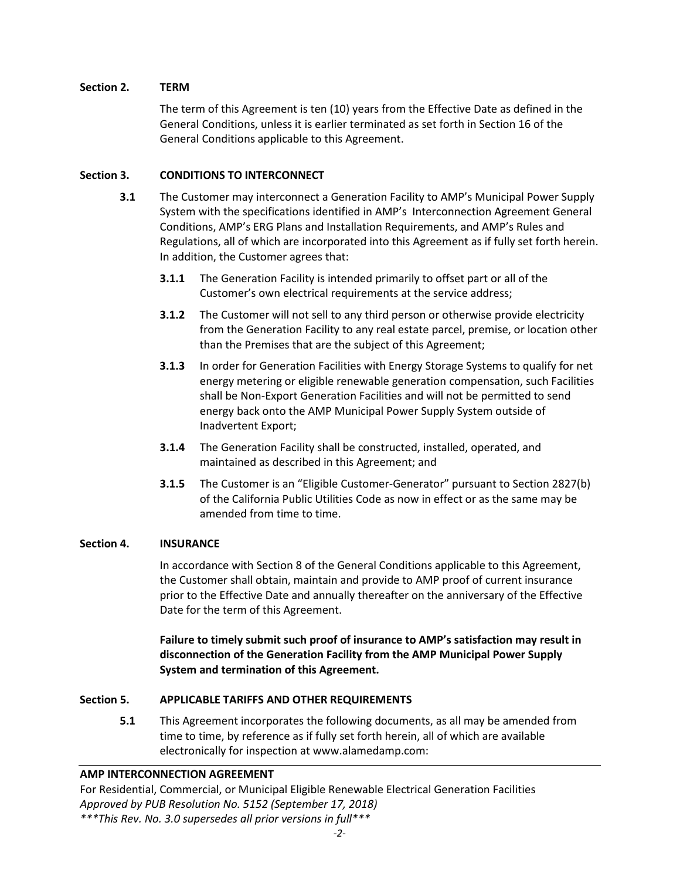## Section 2. TERM

The term of this Agreement is ten (10) years from the Effective Date as defined in the General Conditions, unless it is earlier terminated as set forth in Section 16 of the General Conditions applicable to this Agreement.

## Section 3. CONDITIONS TO INTERCONNECT

**3.1** The Customer may interconnect a Generation Facility to AMP's Municipal Power Supply System with the specifications identified in AMP's Interconnection Agreement General Conditions, AMP's ERG Plans and Installation Requirements, and AMP's Rules and Regulations, all of which are incorporated into this Agreement as if fully set forth herein. In addition, the Customer agrees that:

- **3.1.1** The Generation Facility is intended primarily to offset part or all of the Customer's own electrical requirements at the service address;
- **3.1.2** The Customer will not sell to any third person or otherwise provide electricity from the Generation Facility to any real estate parcel, premise, or location other than the Premises that are the subject of this Agreement;
- **3.1.3** In order for Generation Facilities with Energy Storage Systems to qualify for net energy metering or eligible renewable generation compensation, such Facilities shall be Non-Export Generation Facilities and will not be permitted to send energy back onto the AMP Municipal Power Supply System outside of Inadvertent Export;
- **3.1.4** The Generation Facility shall be constructed, installed, operated, and maintained as described in this Agreement; and
- **3.1.5** The Customer is an "Eligible Customer-Generator" pursuant to Section 2827(b) of the California Public Utilities Code as now in effect or as the same may be amended from time to time.

## Section 4. INSURANCE

In accordance with Section 8 of the General Conditions applicable to this Agreement, the Customer shall obtain, maintain and provide to AMP proof of current insurance prior to the Effective Date and annually thereafter on the anniversary of the Effective Date for the term of this Agreement.

**Failure to timely submit such proof of insurance to AMP's satisfaction may result in disconnection of the Generation Facility from the AMP Municipal Power Supply System and termination of this Agreement.**

## Section 5. APPLICABLE TARIFFS AND OTHER REQUIREMENTS

**5.1** This Agreement incorporates the following documents, as all may be amended from time to time, by reference as if fully set forth herein, all of which are available electronically for inspection at www.alamedamp.com: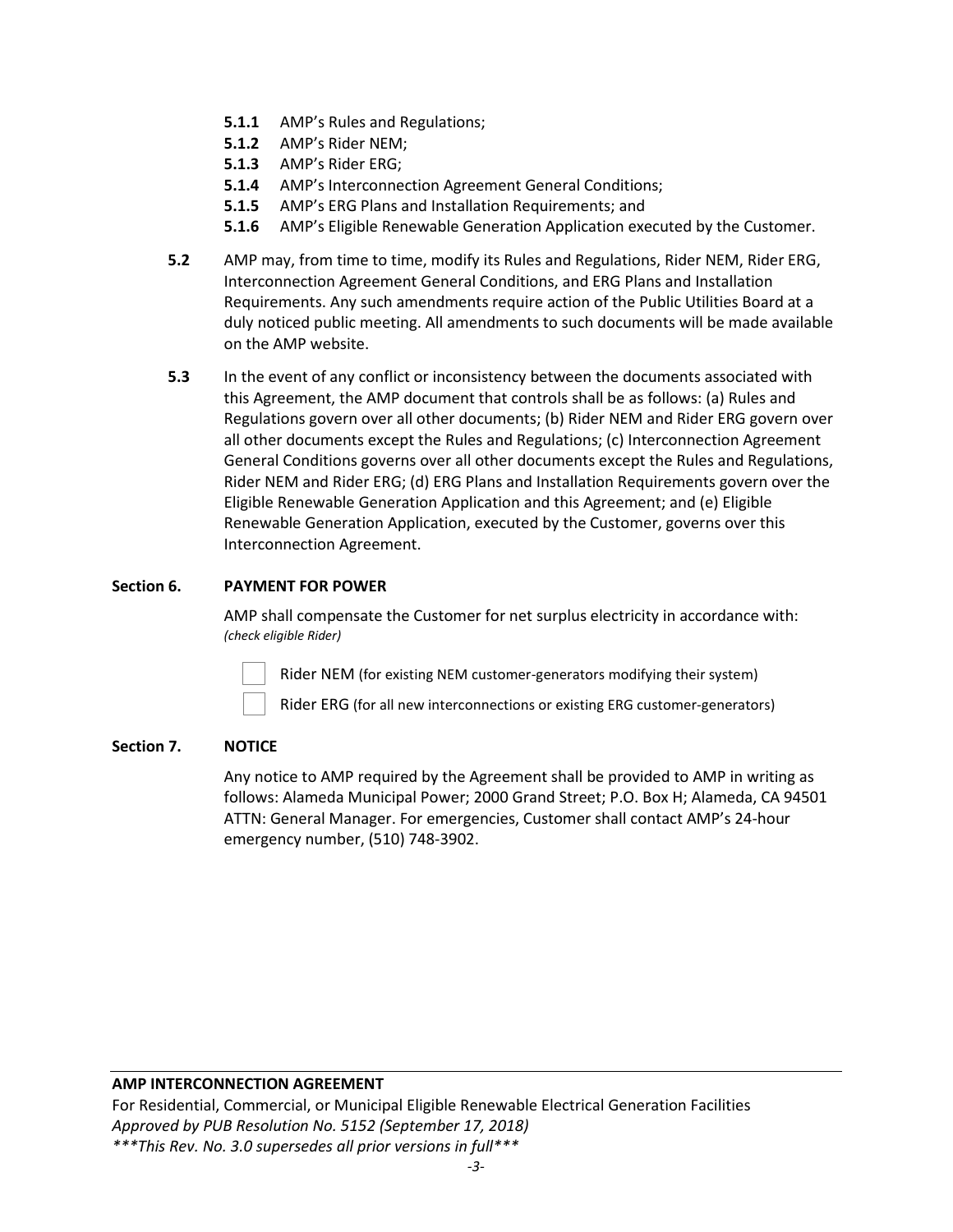- **5.1.1** AMP's Rules and Regulations;
- **5.1.2** AMP's Rider NEM;
- **5.1.3** AMP's Rider ERG;
- **5.1.4** AMP's Interconnection Agreement General Conditions;
- **5.1.5** AMP's ERG Plans and Installation Requirements; and
- **5.1.6** AMP's Eligible Renewable Generation Application executed by the Customer.

**5.2** AMP may, from time to time, modify its Rules and Regulations, Rider NEM, Rider ERG, Interconnection Agreement General Conditions, and ERG Plans and Installation Requirements. Any such amendments require action of the Public Utilities Board at a duly noticed public meeting. All amendments to such documents will be made available on the AMP website.

**5.3** In the event of any conflict or inconsistency between the documents associated with this Agreement, the AMP document that controls shall be as follows: (a) Rules and Regulations govern over all other documents; (b) Rider NEM and Rider ERG govern over all other documents except the Rules and Regulations; (c) Interconnection Agreement General Conditions governs over all other documents except the Rules and Regulations, Rider NEM and Rider ERG; (d) ERG Plans and Installation Requirements govern over the Eligible Renewable Generation Application and this Agreement; and (e) Eligible Renewable Generation Application, executed by the Customer, governs over this Interconnection Agreement.

## Section 6. PAYMENT FOR POWER

AMP shall compensate the Customer for net surplus electricity in accordance with:
*(check eligible Rider)*

- ☐ Rider NEM (for existing NEM customer-generators modifying their system)
- ☐ Rider ERG (for all new interconnections or existing ERG customer-generators)

## Section 7. NOTICE

Any notice to AMP required by the Agreement shall be provided to AMP in writing as follows: Alameda Municipal Power; 2000 Grand Street; P.O. Box H; Alameda, CA 94501 ATTN: General Manager. For emergencies, Customer shall contact AMP's 24-hour emergency number, (510) 748-3902.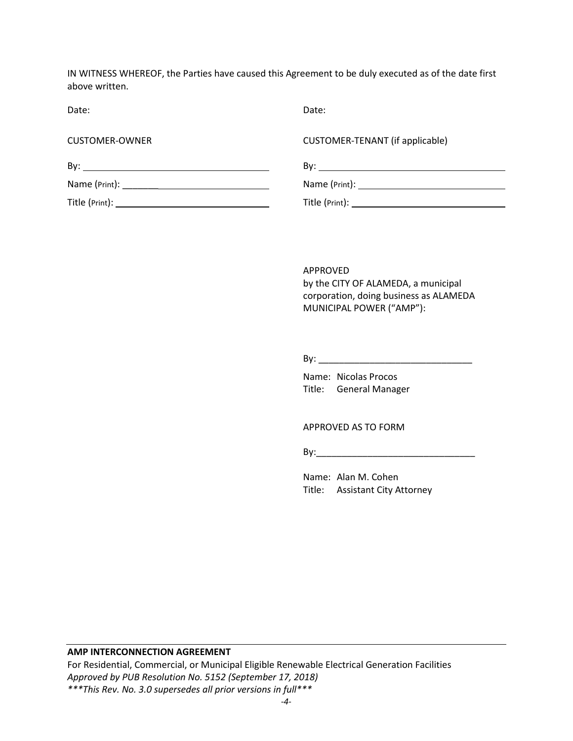IN WITNESS WHEREOF, the Parties have caused this Agreement to be duly executed as of the date first above written.

Date:

CUSTOMER-OWNER

By: ______________________________

Name (Print): ______________________________

Title (Print): ______________________________

Date:

CUSTOMER-TENANT (if applicable)

By: ______________________________

Name (Print): ______________________________

Title (Print): ______________________________

APPROVED
by the CITY OF ALAMEDA, a municipal corporation, doing business as ALAMEDA MUNICIPAL POWER ("AMP"):

By: ______________________________

Name: Nicolas Procos
Title: General Manager

APPROVED AS TO FORM

By:______________________________

Name: Alan M. Cohen
Title: Assistant City Attorney

**AMP INTERCONNECTION AGREEMENT**
For Residential, Commercial, or Municipal Eligible Renewable Electrical Generation Facilities
*Approved by PUB Resolution No. 5152 (September 17, 2018)*
*\*\*\*This Rev. No. 3.0 supersedes all prior versions in full\*\*\**